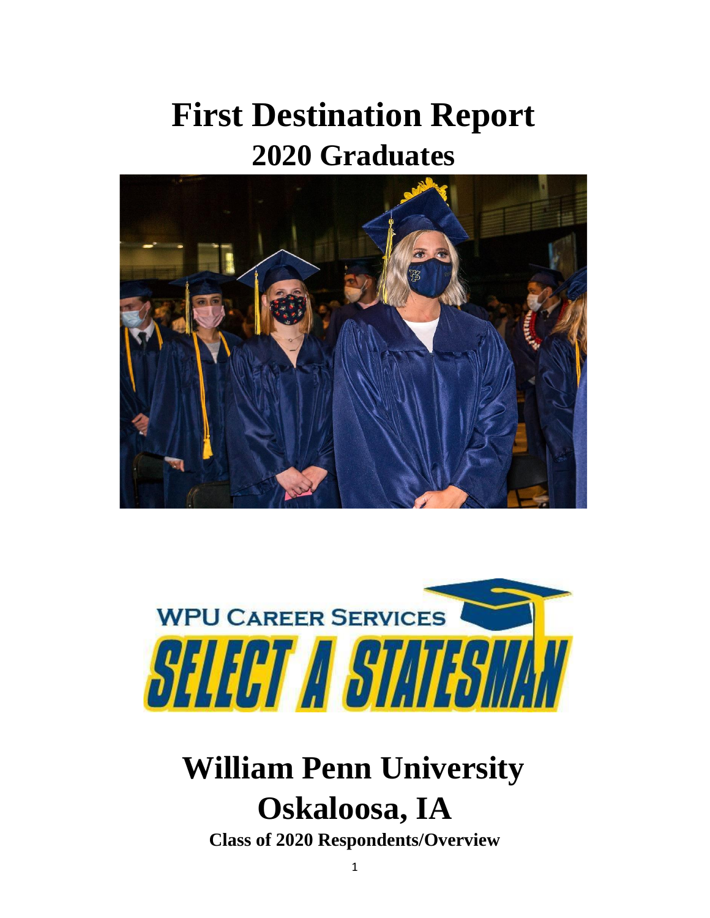# First Destination Report

## 2020 Graduates

WPU CAREER SERVICES

SELECT A STATESMAN

# William Penn University

# Oskaloosa, IA

**Class of 2020 Respondents/Overview**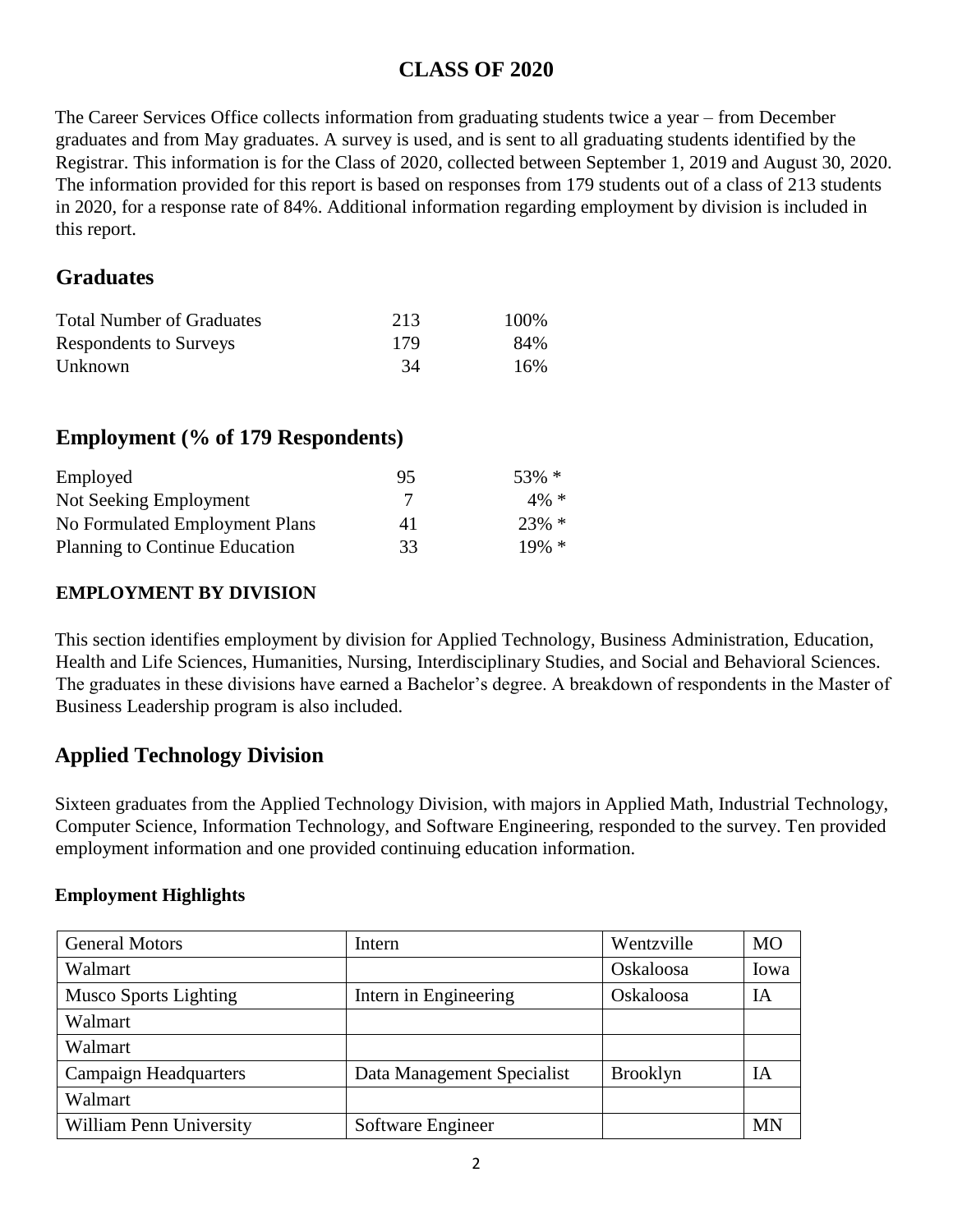# CLASS OF 2020

The Career Services Office collects information from graduating students twice a year – from December graduates and from May graduates. A survey is used, and is sent to all graduating students identified by the Registrar. This information is for the Class of 2020, collected between September 1, 2019 and August 30, 2020. The information provided for this report is based on responses from 179 students out of a class of 213 students in 2020, for a response rate of 84%. Additional information regarding employment by division is included in this report.

## Graduates

| | | |
|---|---|---|
| Total Number of Graduates | 213 | 100% |
| Respondents to Surveys | 179 | 84% |
| Unknown | 34 | 16% |

## Employment (% of 179 Respondents)

| | | |
|---|---|---|
| Employed | 95 | 53% * |
| Not Seeking Employment | 7 | 4% * |
| No Formulated Employment Plans | 41 | 23% * |
| Planning to Continue Education | 33 | 19% * |

### EMPLOYMENT BY DIVISION

This section identifies employment by division for Applied Technology, Business Administration, Education, Health and Life Sciences, Humanities, Nursing, Interdisciplinary Studies, and Social and Behavioral Sciences. The graduates in these divisions have earned a Bachelor's degree. A breakdown of respondents in the Master of Business Leadership program is also included.

## Applied Technology Division

Sixteen graduates from the Applied Technology Division, with majors in Applied Math, Industrial Technology, Computer Science, Information Technology, and Software Engineering, responded to the survey. Ten provided employment information and one provided continuing education information.

### Employment Highlights

| | | | |
|---|---|---|---|
| General Motors | Intern | Wentzville | MO |
| Walmart | | Oskaloosa | Iowa |
| Musco Sports Lighting | Intern in Engineering | Oskaloosa | IA |
| Walmart | | | |
| Walmart | | | |
| Campaign Headquarters | Data Management Specialist | Brooklyn | IA |
| Walmart | | | |
| William Penn University | Software Engineer | | MN |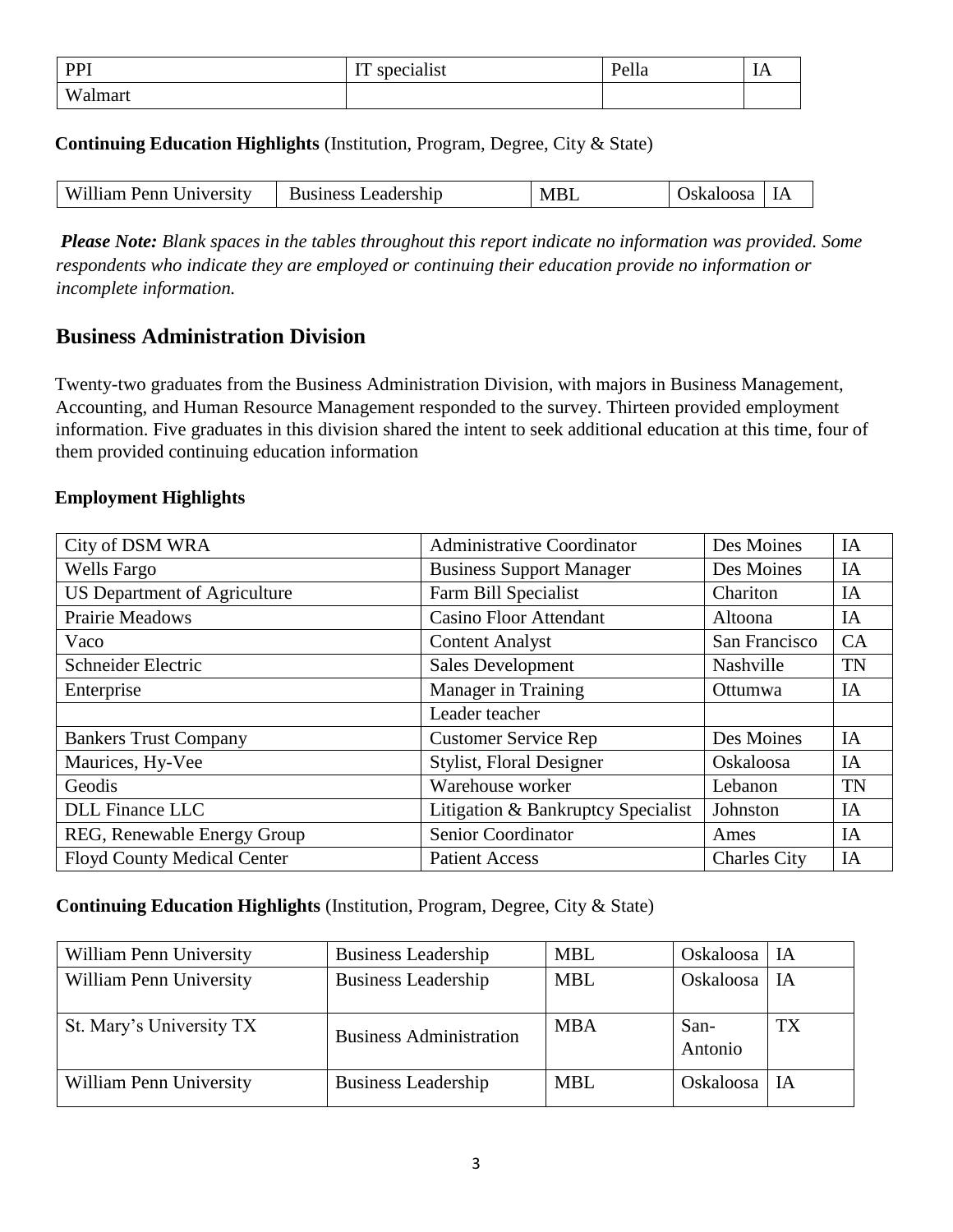| PPI | IT specialist | Pella | IA |
|---|---|---|---|
| Walmart | | | |

**Continuing Education Highlights** (Institution, Program, Degree, City & State)

| William Penn University | Business Leadership | MBL | Oskaloosa | IA |
|---|---|---|---|---|

***Please Note:*** *Blank spaces in the tables throughout this report indicate no information was provided. Some respondents who indicate they are employed or continuing their education provide no information or incomplete information.*

## Business Administration Division

Twenty-two graduates from the Business Administration Division, with majors in Business Management, Accounting, and Human Resource Management responded to the survey. Thirteen provided employment information. Five graduates in this division shared the intent to seek additional education at this time, four of them provided continuing education information

**Employment Highlights**

| City of DSM WRA | Administrative Coordinator | Des Moines | IA |
|---|---|---|---|
| Wells Fargo | Business Support Manager | Des Moines | IA |
| US Department of Agriculture | Farm Bill Specialist | Chariton | IA |
| Prairie Meadows | Casino Floor Attendant | Altoona | IA |
| Vaco | Content Analyst | San Francisco | CA |
| Schneider Electric | Sales Development | Nashville | TN |
| Enterprise | Manager in Training | Ottumwa | IA |
| | Leader teacher | | |
| Bankers Trust Company | Customer Service Rep | Des Moines | IA |
| Maurices, Hy-Vee | Stylist, Floral Designer | Oskaloosa | IA |
| Geodis | Warehouse worker | Lebanon | TN |
| DLL Finance LLC | Litigation & Bankruptcy Specialist | Johnston | IA |
| REG, Renewable Energy Group | Senior Coordinator | Ames | IA |
| Floyd County Medical Center | Patient Access | Charles City | IA |

**Continuing Education Highlights** (Institution, Program, Degree, City & State)

| William Penn University | Business Leadership | MBL | Oskaloosa | IA |
|---|---|---|---|---|
| William Penn University | Business Leadership | MBL | Oskaloosa | IA |
| St. Mary's University TX | Business Administration | MBA | San-Antonio | TX |
| William Penn University | Business Leadership | MBL | Oskaloosa | IA |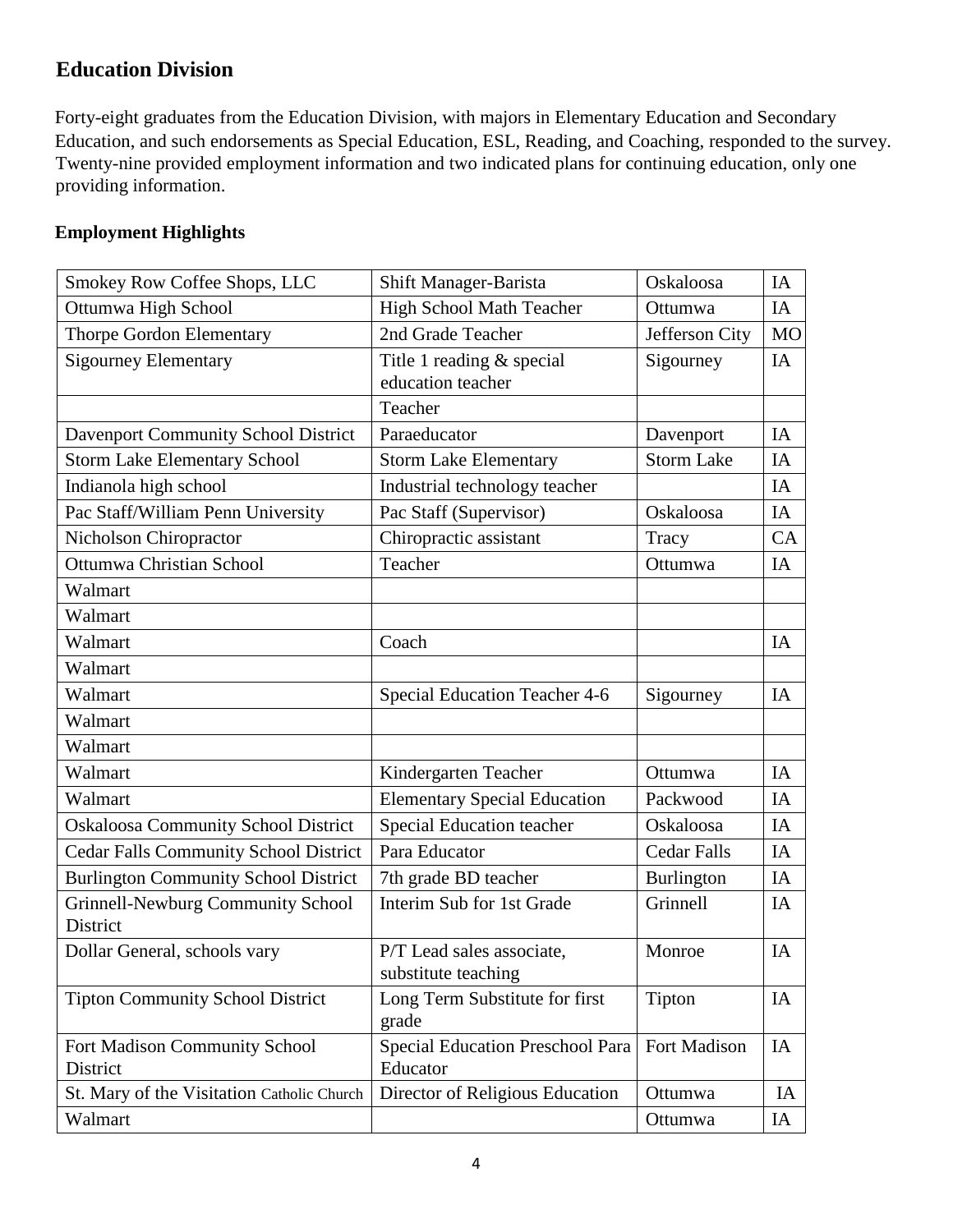## Education Division

Forty-eight graduates from the Education Division, with majors in Elementary Education and Secondary Education, and such endorsements as Special Education, ESL, Reading, and Coaching, responded to the survey. Twenty-nine provided employment information and two indicated plans for continuing education, only one providing information.

### Employment Highlights

| | | | |
|---|---|---|---|
| Smokey Row Coffee Shops, LLC | Shift Manager-Barista | Oskaloosa | IA |
| Ottumwa High School | High School Math Teacher | Ottumwa | IA |
| Thorpe Gordon Elementary | 2nd Grade Teacher | Jefferson City | MO |
| Sigourney Elementary | Title 1 reading & special education teacher | Sigourney | IA |
| | Teacher | | |
| Davenport Community School District | Paraeducator | Davenport | IA |
| Storm Lake Elementary School | Storm Lake Elementary | Storm Lake | IA |
| Indianola high school | Industrial technology teacher | | IA |
| Pac Staff/William Penn University | Pac Staff (Supervisor) | Oskaloosa | IA |
| Nicholson Chiropractor | Chiropractic assistant | Tracy | CA |
| Ottumwa Christian School | Teacher | Ottumwa | IA |
| Walmart | | | |
| Walmart | | | |
| Walmart | Coach | | IA |
| Walmart | | | |
| Walmart | Special Education Teacher 4-6 | Sigourney | IA |
| Walmart | | | |
| Walmart | | | |
| Walmart | Kindergarten Teacher | Ottumwa | IA |
| Walmart | Elementary Special Education | Packwood | IA |
| Oskaloosa Community School District | Special Education teacher | Oskaloosa | IA |
| Cedar Falls Community School District | Para Educator | Cedar Falls | IA |
| Burlington Community School District | 7th grade BD teacher | Burlington | IA |
| Grinnell-Newburg Community School District | Interim Sub for 1st Grade | Grinnell | IA |
| Dollar General, schools vary | P/T Lead sales associate, substitute teaching | Monroe | IA |
| Tipton Community School District | Long Term Substitute for first grade | Tipton | IA |
| Fort Madison Community School District | Special Education Preschool Para Educator | Fort Madison | IA |
| St. Mary of the Visitation Catholic Church | Director of Religious Education | Ottumwa | IA |
| Walmart | | Ottumwa | IA |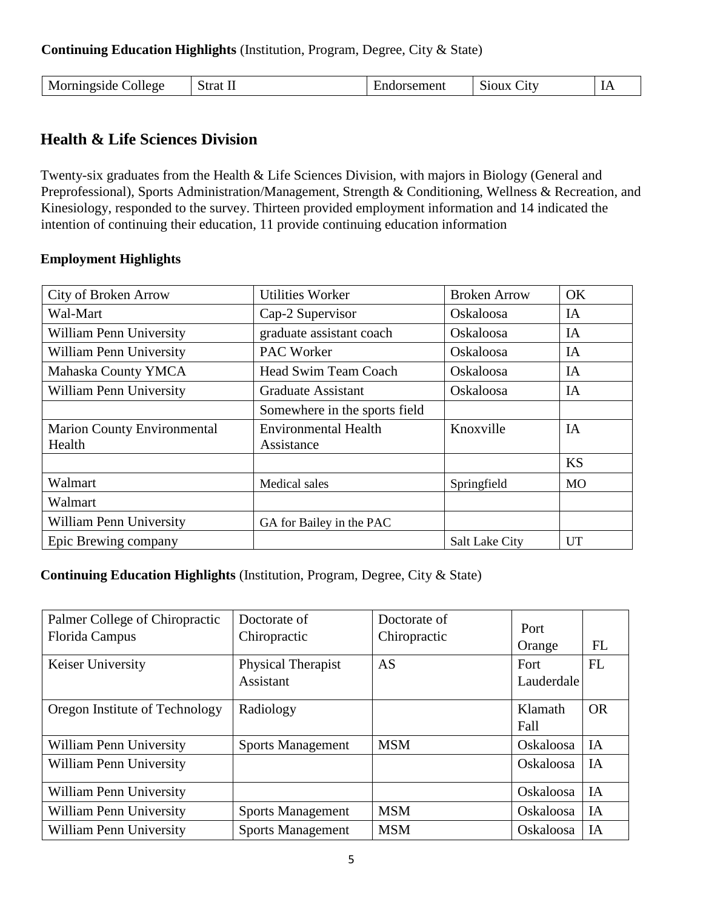**Continuing Education Highlights** (Institution, Program, Degree, City & State)

| Morningside College | Strat II | Endorsement | Sioux City | IA |
|---|---|---|---|---|

## Health & Life Sciences Division

Twenty-six graduates from the Health & Life Sciences Division, with majors in Biology (General and Preprofessional), Sports Administration/Management, Strength & Conditioning, Wellness & Recreation, and Kinesiology, responded to the survey. Thirteen provided employment information and 14 indicated the intention of continuing their education, 11 provide continuing education information

**Employment Highlights**

| City of Broken Arrow | Utilities Worker | Broken Arrow | OK |
|---|---|---|---|
| Wal-Mart | Cap-2 Supervisor | Oskaloosa | IA |
| William Penn University | graduate assistant coach | Oskaloosa | IA |
| William Penn University | PAC Worker | Oskaloosa | IA |
| Mahaska County YMCA | Head Swim Team Coach | Oskaloosa | IA |
| William Penn University | Graduate Assistant | Oskaloosa | IA |
| | Somewhere in the sports field | | |
| Marion County Environmental Health | Environmental Health Assistance | Knoxville | IA |
| | | | KS |
| Walmart | Medical sales | Springfield | MO |
| Walmart | | | |
| William Penn University | GA for Bailey in the PAC | | |
| Epic Brewing company | | Salt Lake City | UT |

**Continuing Education Highlights** (Institution, Program, Degree, City & State)

| Palmer College of Chiropractic Florida Campus | Doctorate of Chiropractic | Doctorate of Chiropractic | Port Orange | FL |
|---|---|---|---|---|
| Keiser University | Physical Therapist Assistant | AS | Fort Lauderdale | FL |
| Oregon Institute of Technology | Radiology | | Klamath Fall | OR |
| William Penn University | Sports Management | MSM | Oskaloosa | IA |
| William Penn University | | | Oskaloosa | IA |
| William Penn University | | | Oskaloosa | IA |
| William Penn University | Sports Management | MSM | Oskaloosa | IA |
| William Penn University | Sports Management | MSM | Oskaloosa | IA |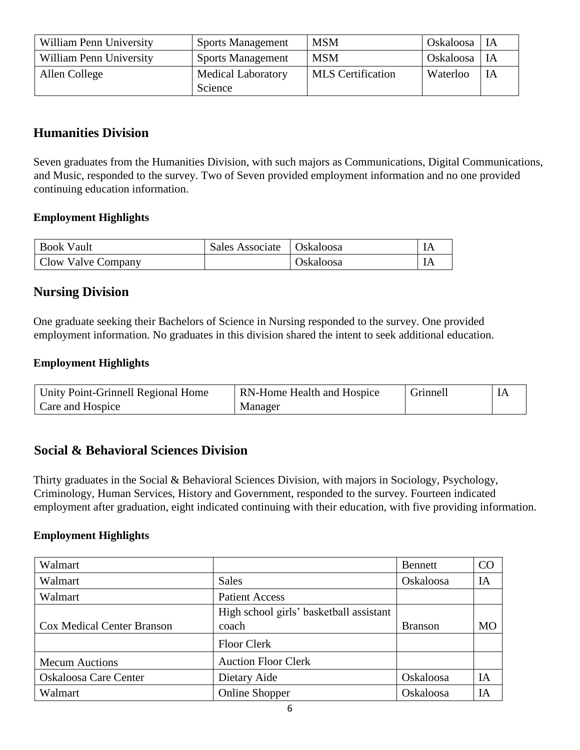| William Penn University | Sports Management | MSM | Oskaloosa | IA |
|---|---|---|---|---|
| William Penn University | Sports Management | MSM | Oskaloosa | IA |
| Allen College | Medical Laboratory Science | MLS Certification | Waterloo | IA |

## Humanities Division

Seven graduates from the Humanities Division, with such majors as Communications, Digital Communications, and Music, responded to the survey. Two of Seven provided employment information and no one provided continuing education information.

### Employment Highlights

| Book Vault | Sales Associate | Oskaloosa | IA |
|---|---|---|---|
| Clow Valve Company | | Oskaloosa | IA |

## Nursing Division

One graduate seeking their Bachelors of Science in Nursing responded to the survey. One provided employment information. No graduates in this division shared the intent to seek additional education.

### Employment Highlights

| Unity Point-Grinnell Regional Home Care and Hospice | RN-Home Health and Hospice Manager | Grinnell | IA |
|---|---|---|---|

## Social & Behavioral Sciences Division

Thirty graduates in the Social & Behavioral Sciences Division, with majors in Sociology, Psychology, Criminology, Human Services, History and Government, responded to the survey. Fourteen indicated employment after graduation, eight indicated continuing with their education, with five providing information.

### Employment Highlights

| Walmart | | Bennett | CO |
|---|---|---|---|
| Walmart | Sales | Oskaloosa | IA |
| Walmart | Patient Access | | |
| Cox Medical Center Branson | High school girls' basketball assistant coach | Branson | MO |
| | Floor Clerk | | |
| Mecum Auctions | Auction Floor Clerk | | |
| Oskaloosa Care Center | Dietary Aide | Oskaloosa | IA |
| Walmart | Online Shopper | Oskaloosa | IA |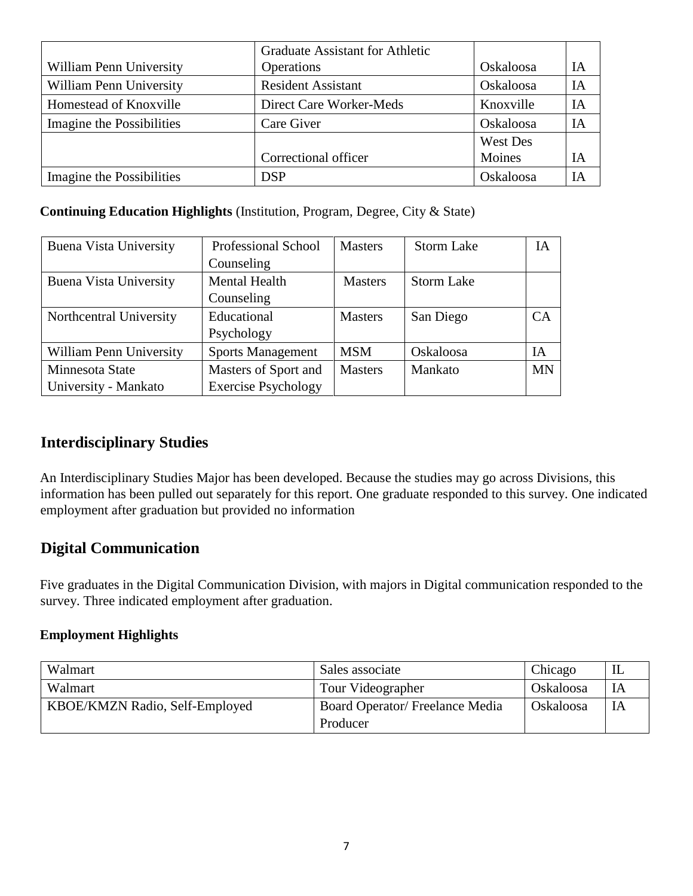| | | | |
|---|---|---|---|
| William Penn University | Graduate Assistant for Athletic Operations | Oskaloosa | IA |
| William Penn University | Resident Assistant | Oskaloosa | IA |
| Homestead of Knoxville | Direct Care Worker-Meds | Knoxville | IA |
| Imagine the Possibilities | Care Giver | Oskaloosa | IA |
| | Correctional officer | West Des Moines | IA |
| Imagine the Possibilities | DSP | Oskaloosa | IA |

**Continuing Education Highlights** (Institution, Program, Degree, City & State)

| | | | | |
|---|---|---|---|---|
| Buena Vista University | Professional School Counseling | Masters | Storm Lake | IA |
| Buena Vista University | Mental Health Counseling | Masters | Storm Lake | |
| Northcentral University | Educational Psychology | Masters | San Diego | CA |
| William Penn University | Sports Management | MSM | Oskaloosa | IA |
| Minnesota State University - Mankato | Masters of Sport and Exercise Psychology | Masters | Mankato | MN |

## Interdisciplinary Studies

An Interdisciplinary Studies Major has been developed. Because the studies may go across Divisions, this information has been pulled out separately for this report. One graduate responded to this survey. One indicated employment after graduation but provided no information

## Digital Communication

Five graduates in the Digital Communication Division, with majors in Digital communication responded to the survey. Three indicated employment after graduation.

**Employment Highlights**

| | | | |
|---|---|---|---|
| Walmart | Sales associate | Chicago | IL |
| Walmart | Tour Videographer | Oskaloosa | IA |
| KBOE/KMZN Radio, Self-Employed | Board Operator/ Freelance Media Producer | Oskaloosa | IA |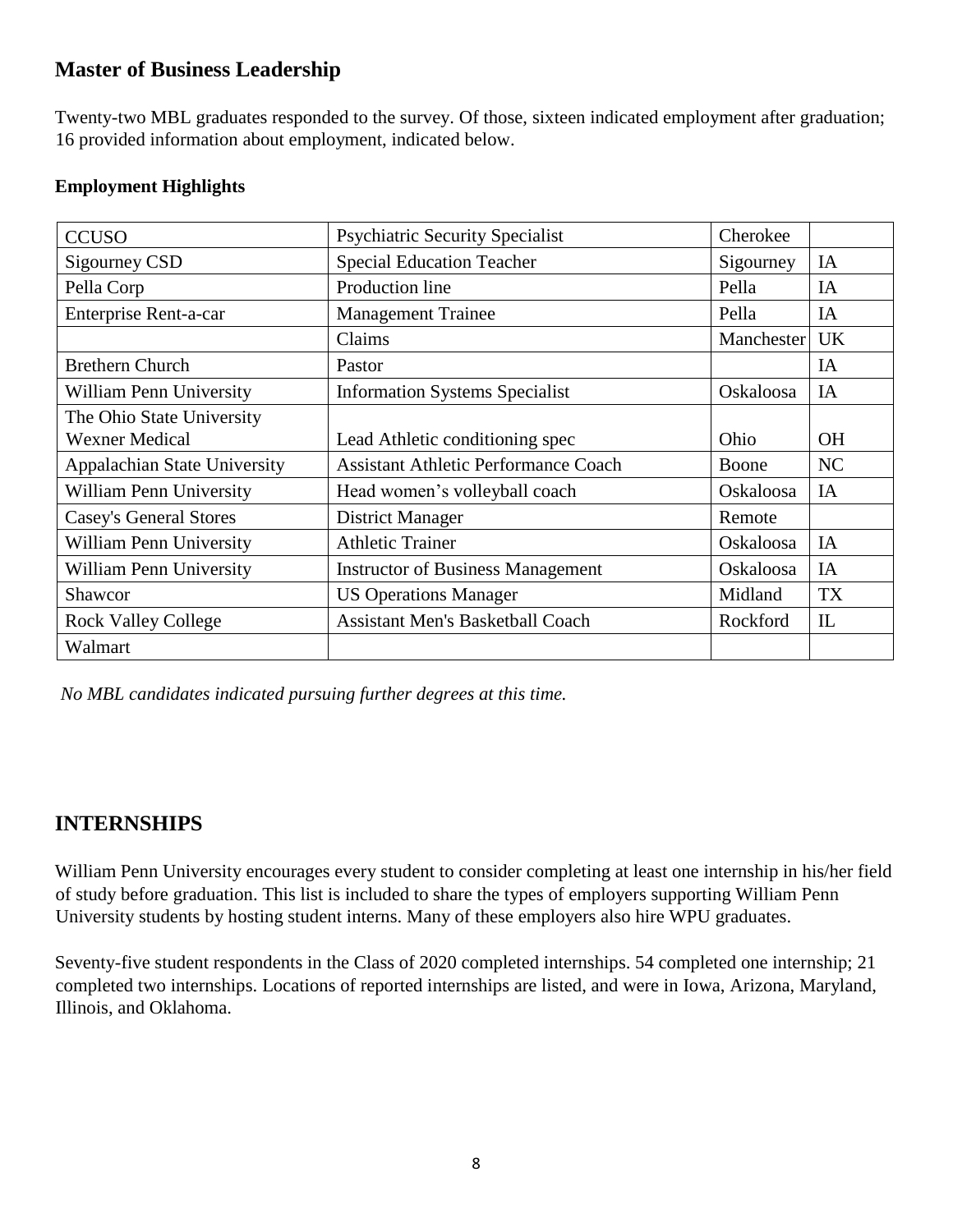## Master of Business Leadership

Twenty-two MBL graduates responded to the survey. Of those, sixteen indicated employment after graduation; 16 provided information about employment, indicated below.

### Employment Highlights

| | | | |
|---|---|---|---|
| CCUSO | Psychiatric Security Specialist | Cherokee | |
| Sigourney CSD | Special Education Teacher | Sigourney | IA |
| Pella Corp | Production line | Pella | IA |
| Enterprise Rent-a-car | Management Trainee | Pella | IA |
| | Claims | Manchester | UK |
| Brethern Church | Pastor | | IA |
| William Penn University | Information Systems Specialist | Oskaloosa | IA |
| The Ohio State University Wexner Medical | Lead Athletic conditioning spec | Ohio | OH |
| Appalachian State University | Assistant Athletic Performance Coach | Boone | NC |
| William Penn University | Head women's volleyball coach | Oskaloosa | IA |
| Casey's General Stores | District Manager | Remote | |
| William Penn University | Athletic Trainer | Oskaloosa | IA |
| William Penn University | Instructor of Business Management | Oskaloosa | IA |
| Shawcor | US Operations Manager | Midland | TX |
| Rock Valley College | Assistant Men's Basketball Coach | Rockford | IL |
| Walmart | | | |

*No MBL candidates indicated pursuing further degrees at this time.*

## INTERNSHIPS

William Penn University encourages every student to consider completing at least one internship in his/her field of study before graduation. This list is included to share the types of employers supporting William Penn University students by hosting student interns. Many of these employers also hire WPU graduates.

Seventy-five student respondents in the Class of 2020 completed internships. 54 completed one internship; 21 completed two internships. Locations of reported internships are listed, and were in Iowa, Arizona, Maryland, Illinois, and Oklahoma.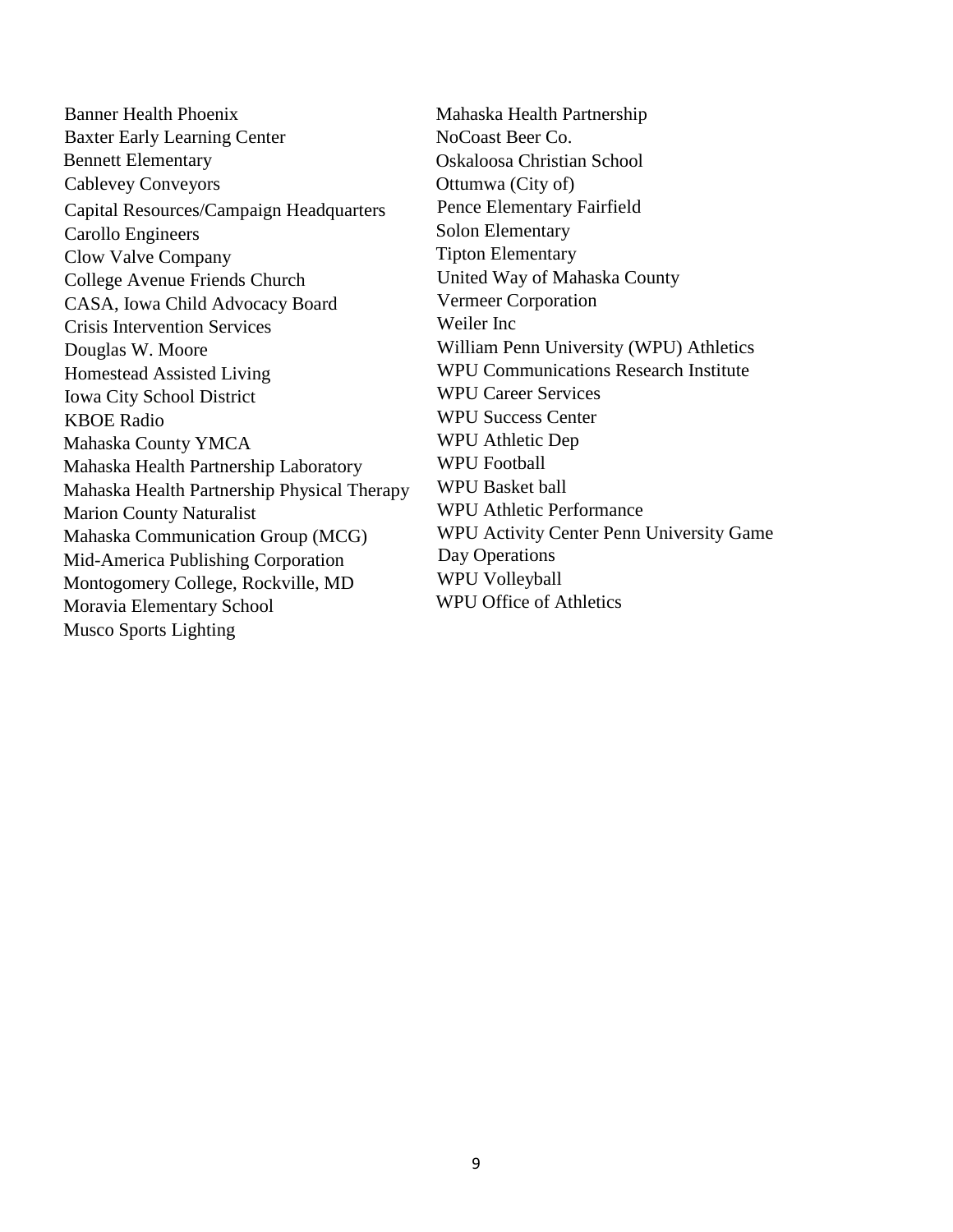Banner Health Phoenix
Baxter Early Learning Center
Bennett Elementary
Cablevey Conveyors
Capital Resources/Campaign Headquarters
Carollo Engineers
Clow Valve Company
College Avenue Friends Church
CASA, Iowa Child Advocacy Board
Crisis Intervention Services
Douglas W. Moore
Homestead Assisted Living
Iowa City School District
KBOE Radio
Mahaska County YMCA
Mahaska Health Partnership Laboratory
Mahaska Health Partnership Physical Therapy
Marion County Naturalist
Mahaska Communication Group (MCG)
Mid-America Publishing Corporation
Montogomery College, Rockville, MD
Moravia Elementary School
Musco Sports Lighting
Mahaska Health Partnership
NoCoast Beer Co.
Oskaloosa Christian School
Ottumwa (City of)
Pence Elementary Fairfield
Solon Elementary
Tipton Elementary
United Way of Mahaska County
Vermeer Corporation
Weiler Inc
William Penn University (WPU) Athletics
WPU Communications Research Institute
WPU Career Services
WPU Success Center
WPU Athletic Dep
WPU Football
WPU Basket ball
WPU Athletic Performance
WPU Activity Center Penn University Game Day Operations
WPU Volleyball
WPU Office of Athletics